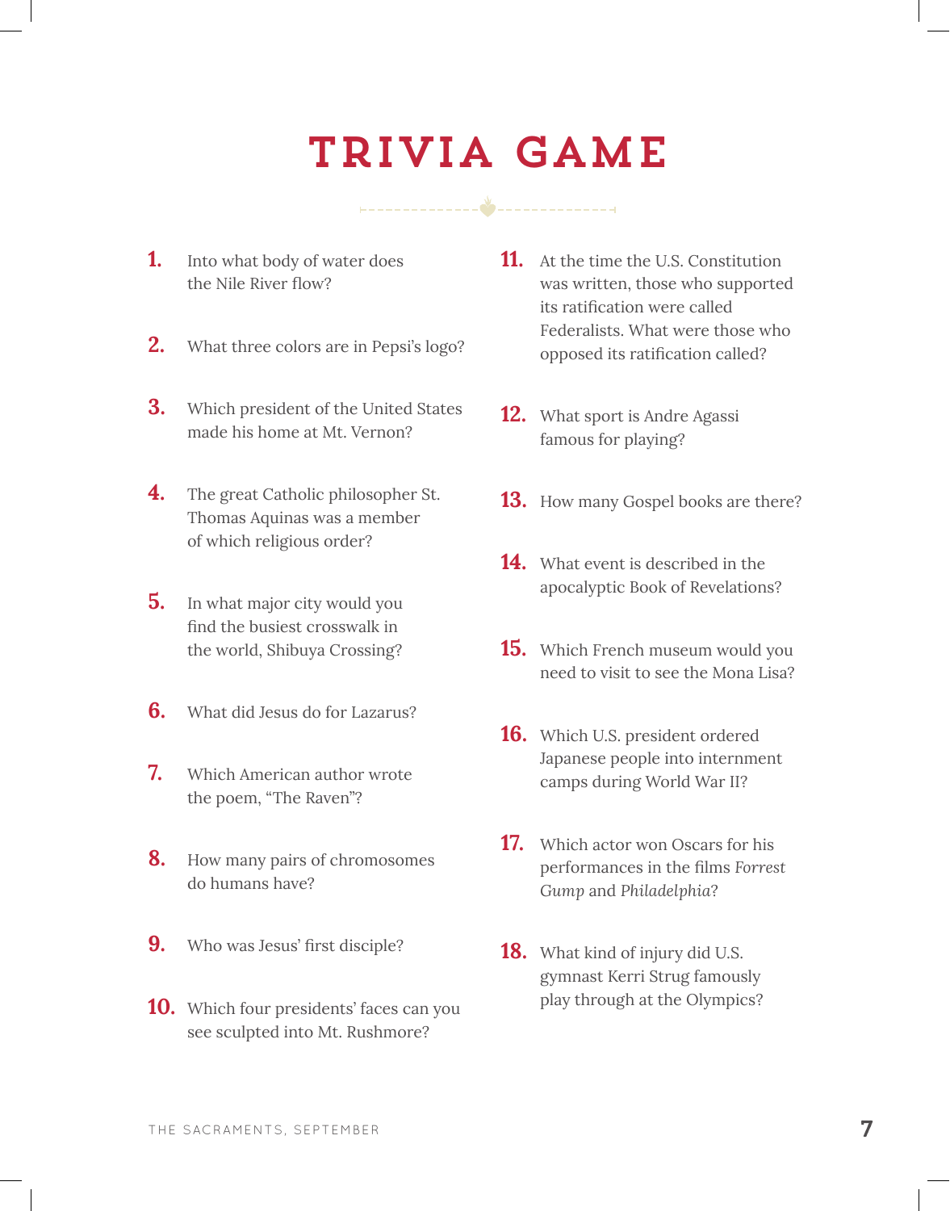# TRIVIA GAME

1. Into what body of water does the Nile River flow?

2. What three colors are in Pepsi's logo?

3. Which president of the United States made his home at Mt. Vernon?

4. The great Catholic philosopher St. Thomas Aquinas was a member of which religious order?

5. In what major city would you find the busiest crosswalk in the world, Shibuya Crossing?

6. What did Jesus do for Lazarus?

7. Which American author wrote the poem, "The Raven"?

8. How many pairs of chromosomes do humans have?

9. Who was Jesus' first disciple?

10. Which four presidents' faces can you see sculpted into Mt. Rushmore?

11. At the time the U.S. Constitution was written, those who supported its ratification were called Federalists. What were those who opposed its ratification called?

12. What sport is Andre Agassi famous for playing?

13. How many Gospel books are there?

14. What event is described in the apocalyptic Book of Revelations?

15. Which French museum would you need to visit to see the Mona Lisa?

16. Which U.S. president ordered Japanese people into internment camps during World War II?

17. Which actor won Oscars for his performances in the films *Forrest Gump* and *Philadelphia*?

18. What kind of injury did U.S. gymnast Kerri Strug famously play through at the Olympics?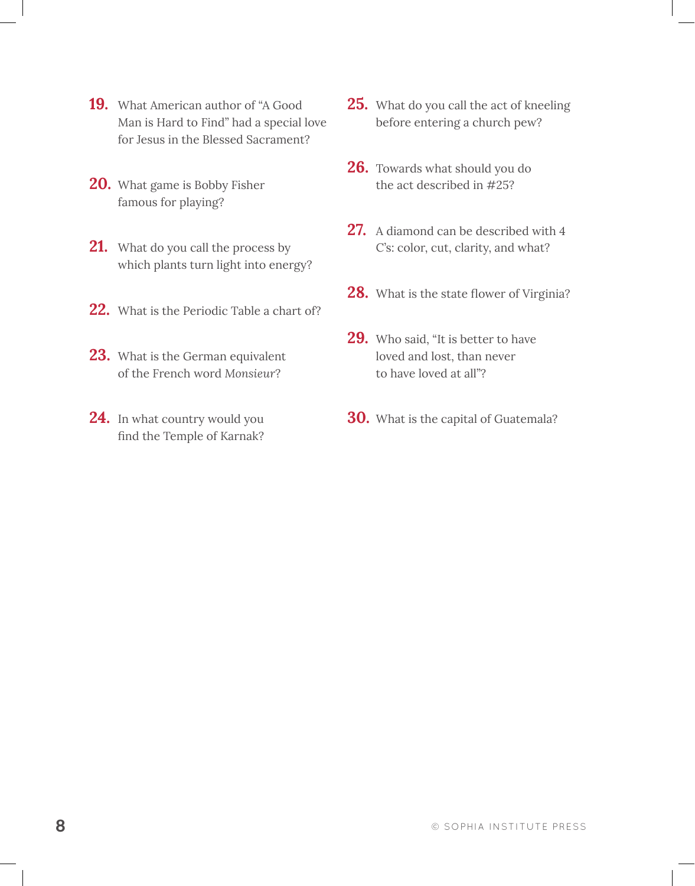**19.** What American author of “A Good Man is Hard to Find” had a special love for Jesus in the Blessed Sacrament?

**20.** What game is Bobby Fisher famous for playing?

**21.** What do you call the process by which plants turn light into energy?

**22.** What is the Periodic Table a chart of?

**23.** What is the German equivalent of the French word *Monsieur*?

**24.** In what country would you find the Temple of Karnak?

**25.** What do you call the act of kneeling before entering a church pew?

**26.** Towards what should you do the act described in #25?

**27.** A diamond can be described with 4 C’s: color, cut, clarity, and what?

**28.** What is the state flower of Virginia?

**29.** Who said, “It is better to have loved and lost, than never to have loved at all”?

**30.** What is the capital of Guatemala?

© SOPHIA INSTITUTE PRESS